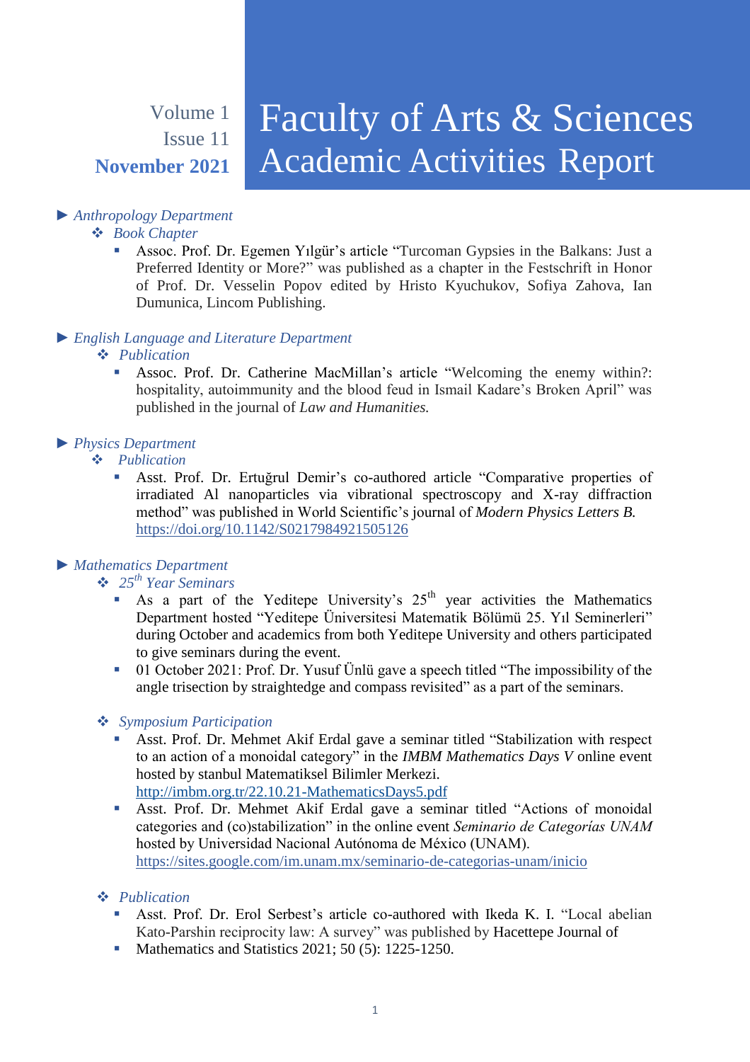Volume 1
Issue 11
**November 2021**

# Faculty of Arts & Sciences Academic Activities Report

## ► *Anthropology Department*

### ❖ *Book Chapter*

- Assoc. Prof. Dr. Egemen Yılgür's article "Turcoman Gypsies in the Balkans: Just a Preferred Identity or More?" was published as a chapter in the Festschrift in Honor of Prof. Dr. Vesselin Popov edited by Hristo Kyuchukov, Sofiya Zahova, Ian Dumunica, Lincom Publishing.

## ► *English Language and Literature Department*

### ❖ *Publication*

- Assoc. Prof. Dr. Catherine MacMillan's article "Welcoming the enemy within?: hospitality, autoimmunity and the blood feud in Ismail Kadare's Broken April" was published in the journal of *Law and Humanities.*

## ► *Physics Department*

### ❖ *Publication*

- Asst. Prof. Dr. Ertuğrul Demir's co-authored article "Comparative properties of irradiated Al nanoparticles via vibrational spectroscopy and X-ray diffraction method" was published in World Scientific's journal of *Modern Physics Letters B.* https://doi.org/10.1142/S0217984921505126

## ► *Mathematics Department*

### ❖ *25th Year Seminars*

- As a part of the Yeditepe University's 25th year activities the Mathematics Department hosted "Yeditepe Üniversitesi Matematik Bölümü 25. Yıl Seminerleri" during October and academics from both Yeditepe University and others participated to give seminars during the event.
- 01 October 2021: Prof. Dr. Yusuf Ünlü gave a speech titled "The impossibility of the angle trisection by straightedge and compass revisited" as a part of the seminars.

### ❖ *Symposium Participation*

- Asst. Prof. Dr. Mehmet Akif Erdal gave a seminar titled "Stabilization with respect to an action of a monoidal category" in the *IMBM Mathematics Days V* online event hosted by stanbul Matematiksel Bilimler Merkezi. http://imbm.org.tr/22.10.21-MathematicsDays5.pdf
- Asst. Prof. Dr. Mehmet Akif Erdal gave a seminar titled "Actions of monoidal categories and (co)stabilization" in the online event *Seminario de Categorías UNAM* hosted by Universidad Nacional Autónoma de México (UNAM). https://sites.google.com/im.unam.mx/seminario-de-categorias-unam/inicio

### ❖ *Publication*

- Asst. Prof. Dr. Erol Serbest's article co-authored with Ikeda K. I. "Local abelian Kato-Parshin reciprocity law: A survey" was published by Hacettepe Journal of
- Mathematics and Statistics 2021; 50 (5): 1225-1250.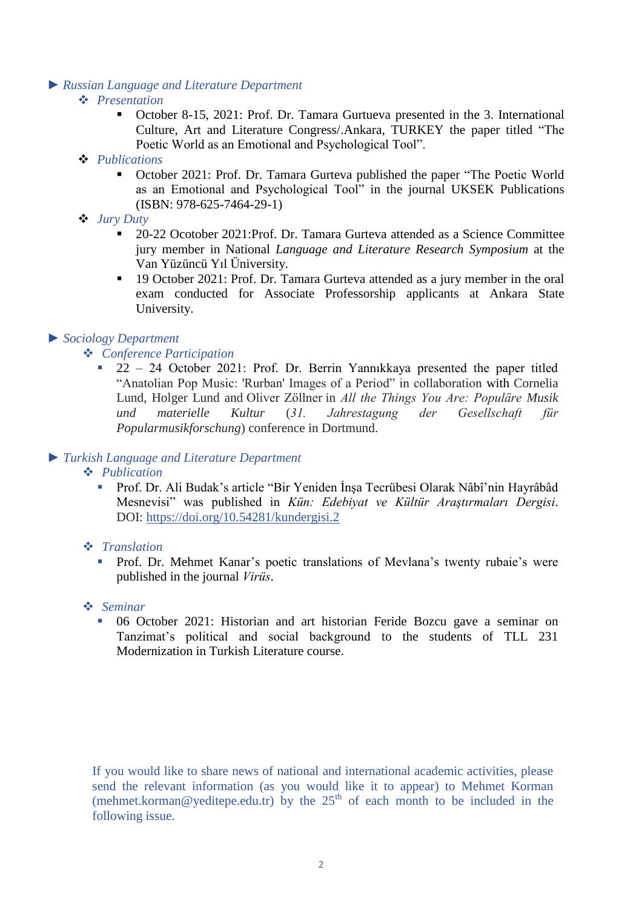► *Russian Language and Literature Department*

- *Presentation*
    - October 8-15, 2021: Prof. Dr. Tamara Gurtueva presented in the 3. International Culture, Art and Literature Congress/.Ankara, TURKEY the paper titled “The Poetic World as an Emotional and Psychological Tool”.
- *Publications*
    - October 2021: Prof. Dr. Tamara Gurteva published the paper “The Poetic World as an Emotional and Psychological Tool” in the journal UKSEK Publications (ISBN: 978-625-7464-29-1)
- *Jury Duty*
    - 20-22 Ocotober 2021:Prof. Dr. Tamara Gurteva attended as a Science Committee jury member in National *Language and Literature Research Symposium* at the Van Yüzüncü Yıl Üniversity.
    - 19 October 2021: Prof. Dr. Tamara Gurteva attended as a jury member in the oral exam conducted for Associate Professorship applicants at Ankara State University.

► *Sociology Department*

- *Conference Participation*
    - 22 – 24 October 2021: Prof. Dr. Berrin Yanıkkaya presented the paper titled “Anatolian Pop Music: 'Rurban' Images of a Period” in collaboration with Cornelia Lund, Holger Lund and Oliver Zöllner in *All the Things You Are: Populäre Musik und materielle Kultur* (*31. Jahrestagung der Gesellschaft für Popularmusikforschung*) conference in Dortmund.

► *Turkish Language and Literature Department*

- *Publication*
    - Prof. Dr. Ali Budak’s article “Bir Yeniden İnşa Tecrübesi Olarak Nâbî’nin Hayrâbâd Mesnevisi” was published in *Kün: Edebiyat ve Kültür Araştırmaları Dergisi*. DOI: https://doi.org/10.54281/kundergisi.2

- *Translation*
    - Prof. Dr. Mehmet Kanar’s poetic translations of Mevlana’s twenty rubaie’s were published in the journal *Virüs*.

- *Seminar*
    - 06 October 2021: Historian and art historian Feride Bozcu gave a seminar on Tanzimat’s political and social background to the students of TLL 231 Modernization in Turkish Literature course.

If you would like to share news of national and international academic activities, please send the relevant information (as you would like it to appear) to Mehmet Korman (mehmet.korman@yeditepe.edu.tr) by the 25th of each month to be included in the following issue.